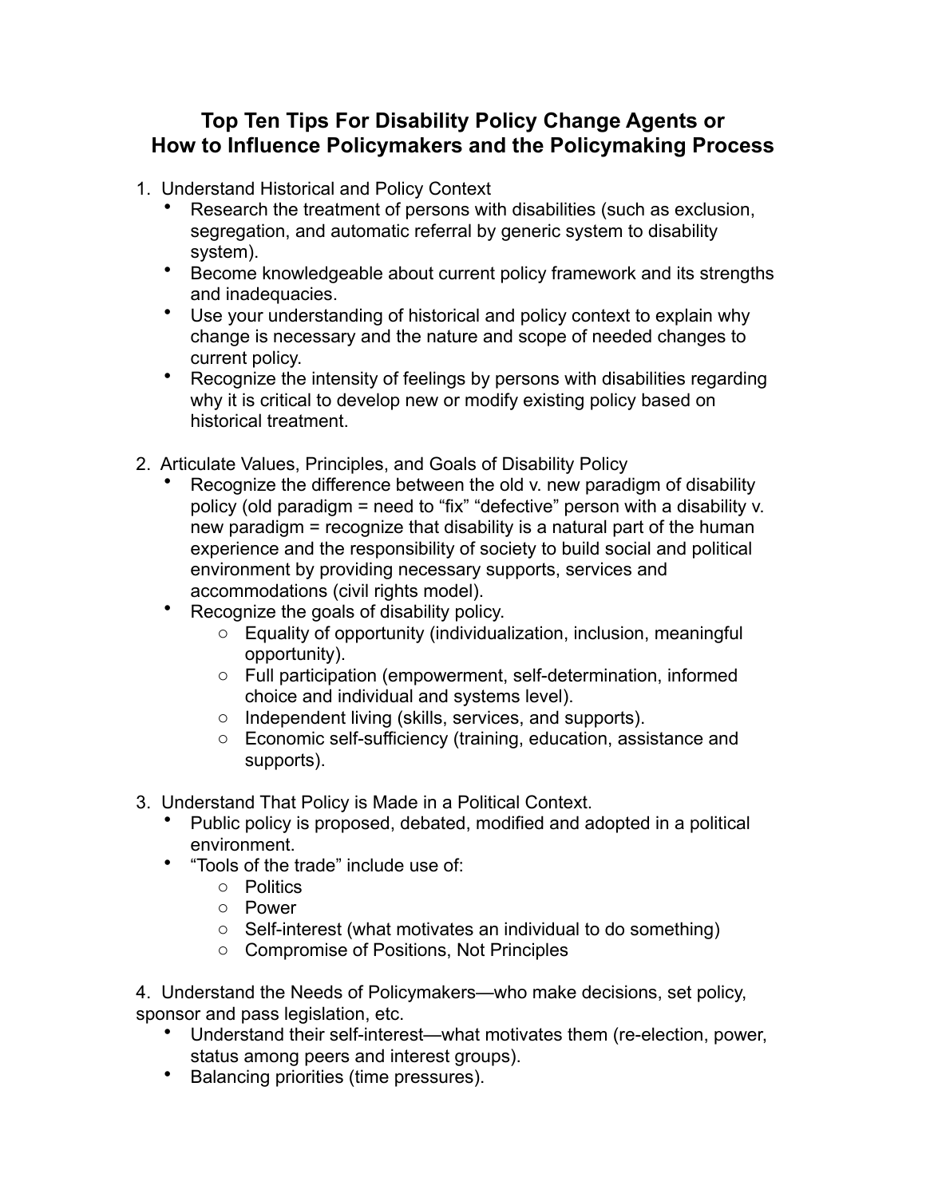# Top Ten Tips For Disability Policy Change Agents or How to Influence Policymakers and the Policymaking Process

1. Understand Historical and Policy Context
   - Research the treatment of persons with disabilities (such as exclusion, segregation, and automatic referral by generic system to disability system).
   - Become knowledgeable about current policy framework and its strengths and inadequacies.
   - Use your understanding of historical and policy context to explain why change is necessary and the nature and scope of needed changes to current policy.
   - Recognize the intensity of feelings by persons with disabilities regarding why it is critical to develop new or modify existing policy based on historical treatment.

2. Articulate Values, Principles, and Goals of Disability Policy
   - Recognize the difference between the old v. new paradigm of disability policy (old paradigm = need to "fix" "defective" person with a disability v. new paradigm = recognize that disability is a natural part of the human experience and the responsibility of society to build social and political environment by providing necessary supports, services and accommodations (civil rights model).
   - Recognize the goals of disability policy.
     - Equality of opportunity (individualization, inclusion, meaningful opportunity).
     - Full participation (empowerment, self-determination, informed choice and individual and systems level).
     - Independent living (skills, services, and supports).
     - Economic self-sufficiency (training, education, assistance and supports).

3. Understand That Policy is Made in a Political Context.
   - Public policy is proposed, debated, modified and adopted in a political environment.
   - "Tools of the trade" include use of:
     - Politics
     - Power
     - Self-interest (what motivates an individual to do something)
     - Compromise of Positions, Not Principles

4. Understand the Needs of Policymakers—who make decisions, set policy, sponsor and pass legislation, etc.
   - Understand their self-interest—what motivates them (re-election, power, status among peers and interest groups).
   - Balancing priorities (time pressures).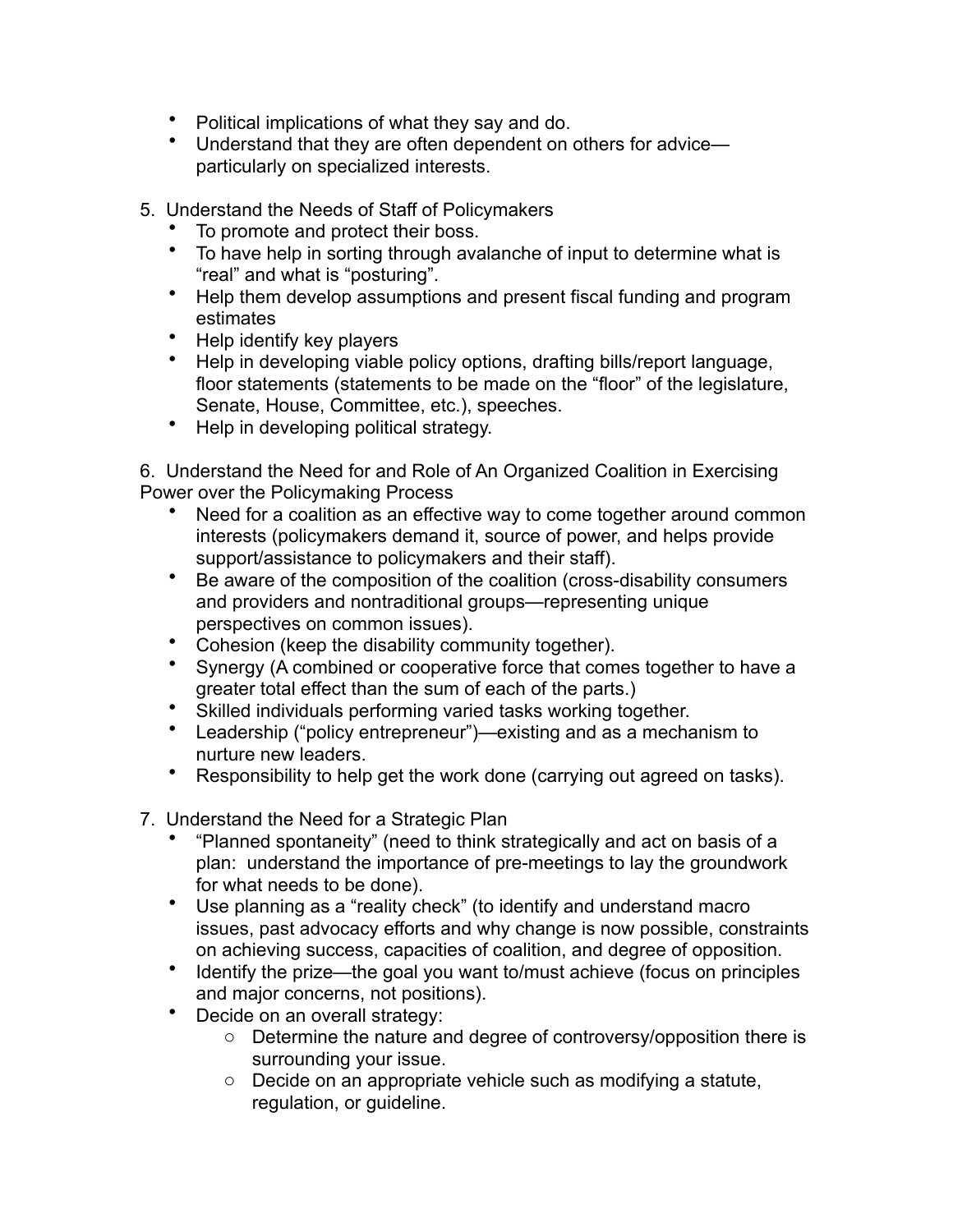- Political implications of what they say and do.
- Understand that they are often dependent on others for advice—particularly on specialized interests.

5. Understand the Needs of Staff of Policymakers
   - To promote and protect their boss.
   - To have help in sorting through avalanche of input to determine what is “real” and what is “posturing”.
   - Help them develop assumptions and present fiscal funding and program estimates
   - Help identify key players
   - Help in developing viable policy options, drafting bills/report language, floor statements (statements to be made on the “floor” of the legislature, Senate, House, Committee, etc.), speeches.
   - Help in developing political strategy.

6. Understand the Need for and Role of An Organized Coalition in Exercising Power over the Policymaking Process
   - Need for a coalition as an effective way to come together around common interests (policymakers demand it, source of power, and helps provide support/assistance to policymakers and their staff).
   - Be aware of the composition of the coalition (cross-disability consumers and providers and nontraditional groups—representing unique perspectives on common issues).
   - Cohesion (keep the disability community together).
   - Synergy (A combined or cooperative force that comes together to have a greater total effect than the sum of each of the parts.)
   - Skilled individuals performing varied tasks working together.
   - Leadership (“policy entrepreneur”)—existing and as a mechanism to nurture new leaders.
   - Responsibility to help get the work done (carrying out agreed on tasks).

7. Understand the Need for a Strategic Plan
   - “Planned spontaneity” (need to think strategically and act on basis of a plan:  understand the importance of pre-meetings to lay the groundwork for what needs to be done).
   - Use planning as a “reality check” (to identify and understand macro issues, past advocacy efforts and why change is now possible, constraints on achieving success, capacities of coalition, and degree of opposition.
   - Identify the prize—the goal you want to/must achieve (focus on principles and major concerns, not positions).
   - Decide on an overall strategy:
     - Determine the nature and degree of controversy/opposition there is surrounding your issue.
     - Decide on an appropriate vehicle such as modifying a statute, regulation, or guideline.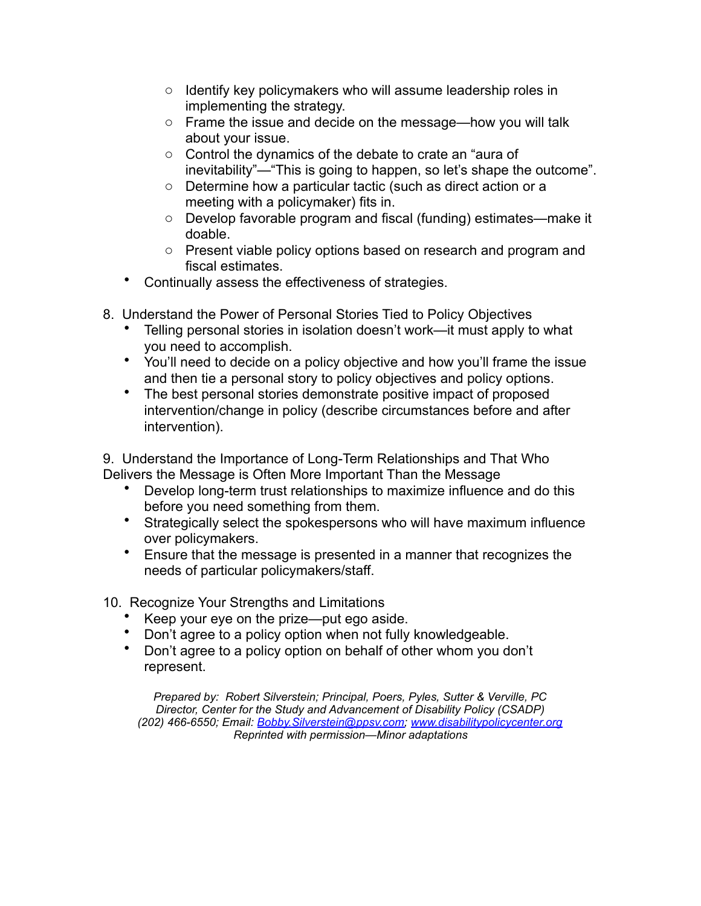- Identify key policymakers who will assume leadership roles in implementing the strategy.
  - Frame the issue and decide on the message—how you will talk about your issue.
  - Control the dynamics of the debate to crate an "aura of inevitability"—"This is going to happen, so let's shape the outcome".
  - Determine how a particular tactic (such as direct action or a meeting with a policymaker) fits in.
  - Develop favorable program and fiscal (funding) estimates—make it doable.
  - Present viable policy options based on research and program and fiscal estimates.
- Continually assess the effectiveness of strategies.

8. Understand the Power of Personal Stories Tied to Policy Objectives
   - Telling personal stories in isolation doesn't work—it must apply to what you need to accomplish.
   - You'll need to decide on a policy objective and how you'll frame the issue and then tie a personal story to policy objectives and policy options.
   - The best personal stories demonstrate positive impact of proposed intervention/change in policy (describe circumstances before and after intervention).

9. Understand the Importance of Long-Term Relationships and That Who Delivers the Message is Often More Important Than the Message
   - Develop long-term trust relationships to maximize influence and do this before you need something from them.
   - Strategically select the spokespersons who will have maximum influence over policymakers.
   - Ensure that the message is presented in a manner that recognizes the needs of particular policymakers/staff.

10. Recognize Your Strengths and Limitations
    - Keep your eye on the prize—put ego aside.
    - Don't agree to a policy option when not fully knowledgeable.
    - Don't agree to a policy option on behalf of other whom you don't represent.

*Prepared by: Robert Silverstein; Principal, Poers, Pyles, Sutter & Verville, PC*
*Director, Center for the Study and Advancement of Disability Policy (CSADP)*
*(202) 466-6550; Email: [Bobby.Silverstein@ppsv.com](mailto:Bobby.Silverstein@ppsv.com); [www.disabilitypolicycenter.org](http://www.disabilitypolicycenter.org)*
*Reprinted with permission—Minor adaptations*